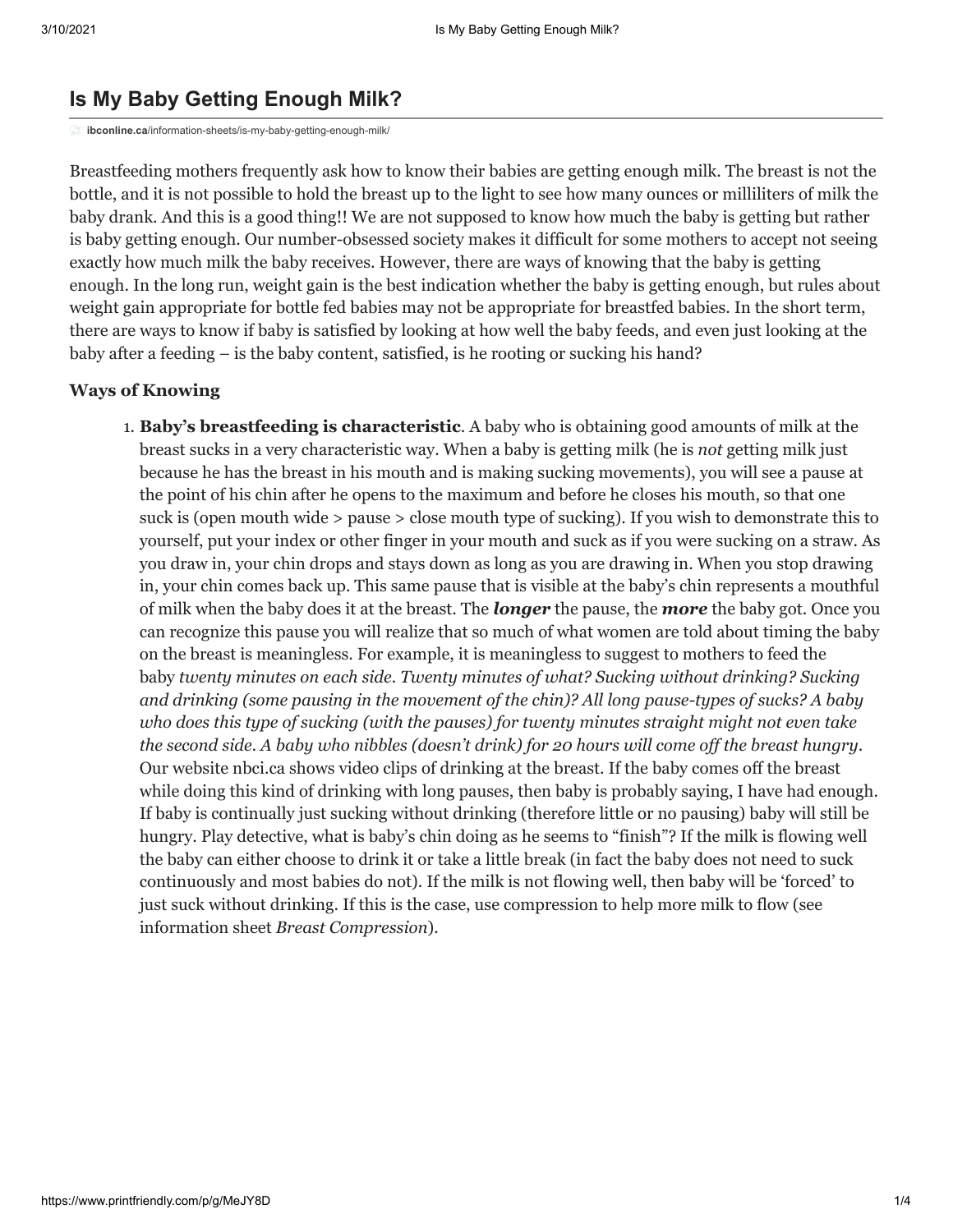# Is My Baby Getting Enough Milk?

ibconline.ca/information-sheets/is-my-baby-getting-enough-milk/

Breastfeeding mothers frequently ask how to know their babies are getting enough milk. The breast is not the bottle, and it is not possible to hold the breast up to the light to see how many ounces or milliliters of milk the baby drank. And this is a good thing!! We are not supposed to know how much the baby is getting but rather is baby getting enough. Our number-obsessed society makes it difficult for some mothers to accept not seeing exactly how much milk the baby receives. However, there are ways of knowing that the baby is getting enough. In the long run, weight gain is the best indication whether the baby is getting enough, but rules about weight gain appropriate for bottle fed babies may not be appropriate for breastfed babies. In the short term, there are ways to know if baby is satisfied by looking at how well the baby feeds, and even just looking at the baby after a feeding – is the baby content, satisfied, is he rooting or sucking his hand?

### Ways of Knowing

1. **Baby's breastfeeding is characteristic**. A baby who is obtaining good amounts of milk at the breast sucks in a very characteristic way. When a baby is getting milk (he is *not* getting milk just because he has the breast in his mouth and is making sucking movements), you will see a pause at the point of his chin after he opens to the maximum and before he closes his mouth, so that one suck is (open mouth wide > pause > close mouth type of sucking). If you wish to demonstrate this to yourself, put your index or other finger in your mouth and suck as if you were sucking on a straw. As you draw in, your chin drops and stays down as long as you are drawing in. When you stop drawing in, your chin comes back up. This same pause that is visible at the baby's chin represents a mouthful of milk when the baby does it at the breast. The ***longer*** the pause, the ***more*** the baby got. Once you can recognize this pause you will realize that so much of what women are told about timing the baby on the breast is meaningless. For example, it is meaningless to suggest to mothers to feed the baby *twenty minutes on each side. Twenty minutes of what? Sucking without drinking? Sucking and drinking (some pausing in the movement of the chin)? All long pause-types of sucks? A baby who does this type of sucking (with the pauses) for twenty minutes straight might not even take the second side. A baby who nibbles (doesn't drink) for 20 hours will come off the breast hungry*. Our website nbci.ca shows video clips of drinking at the breast. If the baby comes off the breast while doing this kind of drinking with long pauses, then baby is probably saying, I have had enough. If baby is continually just sucking without drinking (therefore little or no pausing) baby will still be hungry. Play detective, what is baby's chin doing as he seems to "finish"? If the milk is flowing well the baby can either choose to drink it or take a little break (in fact the baby does not need to suck continuously and most babies do not). If the milk is not flowing well, then baby will be 'forced' to just suck without drinking. If this is the case, use compression to help more milk to flow (see information sheet *Breast Compression*).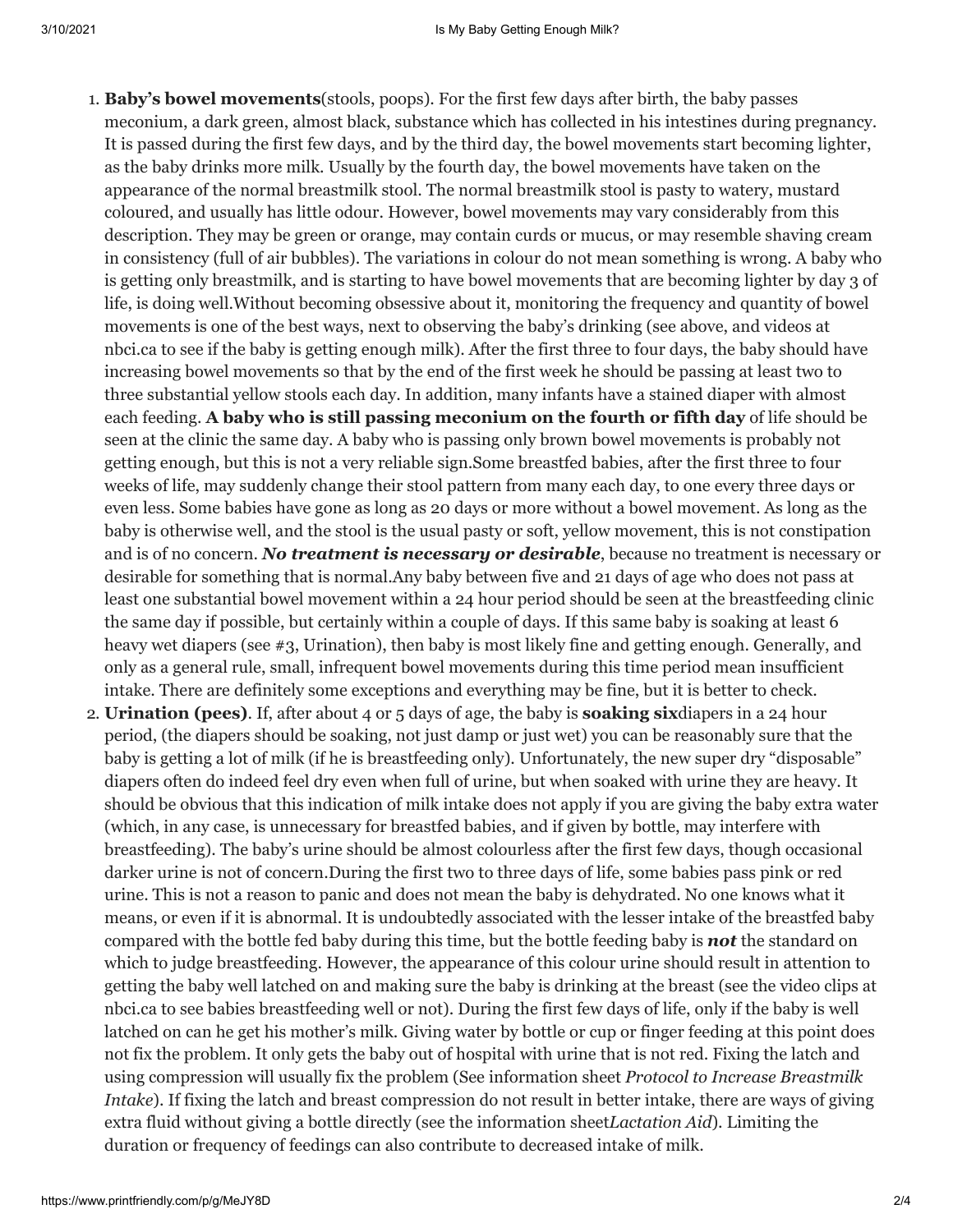1. **Baby's bowel movements**(stools, poops). For the first few days after birth, the baby passes meconium, a dark green, almost black, substance which has collected in his intestines during pregnancy. It is passed during the first few days, and by the third day, the bowel movements start becoming lighter, as the baby drinks more milk. Usually by the fourth day, the bowel movements have taken on the appearance of the normal breastmilk stool. The normal breastmilk stool is pasty to watery, mustard coloured, and usually has little odour. However, bowel movements may vary considerably from this description. They may be green or orange, may contain curds or mucus, or may resemble shaving cream in consistency (full of air bubbles). The variations in colour do not mean something is wrong. A baby who is getting only breastmilk, and is starting to have bowel movements that are becoming lighter by day 3 of life, is doing well.Without becoming obsessive about it, monitoring the frequency and quantity of bowel movements is one of the best ways, next to observing the baby's drinking (see above, and videos at nbci.ca to see if the baby is getting enough milk). After the first three to four days, the baby should have increasing bowel movements so that by the end of the first week he should be passing at least two to three substantial yellow stools each day. In addition, many infants have a stained diaper with almost each feeding. **A baby who is still passing meconium on the fourth or fifth day** of life should be seen at the clinic the same day. A baby who is passing only brown bowel movements is probably not getting enough, but this is not a very reliable sign.Some breastfed babies, after the first three to four weeks of life, may suddenly change their stool pattern from many each day, to one every three days or even less. Some babies have gone as long as 20 days or more without a bowel movement. As long as the baby is otherwise well, and the stool is the usual pasty or soft, yellow movement, this is not constipation and is of no concern. ***No treatment is necessary or desirable***, because no treatment is necessary or desirable for something that is normal.Any baby between five and 21 days of age who does not pass at least one substantial bowel movement within a 24 hour period should be seen at the breastfeeding clinic the same day if possible, but certainly within a couple of days. If this same baby is soaking at least 6 heavy wet diapers (see #3, Urination), then baby is most likely fine and getting enough. Generally, and only as a general rule, small, infrequent bowel movements during this time period mean insufficient intake. There are definitely some exceptions and everything may be fine, but it is better to check.
2. **Urination (pees)**. If, after about 4 or 5 days of age, the baby is **soaking six**diapers in a 24 hour period, (the diapers should be soaking, not just damp or just wet) you can be reasonably sure that the baby is getting a lot of milk (if he is breastfeeding only). Unfortunately, the new super dry "disposable" diapers often do indeed feel dry even when full of urine, but when soaked with urine they are heavy. It should be obvious that this indication of milk intake does not apply if you are giving the baby extra water (which, in any case, is unnecessary for breastfed babies, and if given by bottle, may interfere with breastfeeding). The baby's urine should be almost colourless after the first few days, though occasional darker urine is not of concern.During the first two to three days of life, some babies pass pink or red urine. This is not a reason to panic and does not mean the baby is dehydrated. No one knows what it means, or even if it is abnormal. It is undoubtedly associated with the lesser intake of the breastfed baby compared with the bottle fed baby during this time, but the bottle feeding baby is ***not*** the standard on which to judge breastfeeding. However, the appearance of this colour urine should result in attention to getting the baby well latched on and making sure the baby is drinking at the breast (see the video clips at nbci.ca to see babies breastfeeding well or not). During the first few days of life, only if the baby is well latched on can he get his mother's milk. Giving water by bottle or cup or finger feeding at this point does not fix the problem. It only gets the baby out of hospital with urine that is not red. Fixing the latch and using compression will usually fix the problem (See information sheet *Protocol to Increase Breastmilk Intake*). If fixing the latch and breast compression do not result in better intake, there are ways of giving extra fluid without giving a bottle directly (see the information sheet*Lactation Aid*). Limiting the duration or frequency of feedings can also contribute to decreased intake of milk.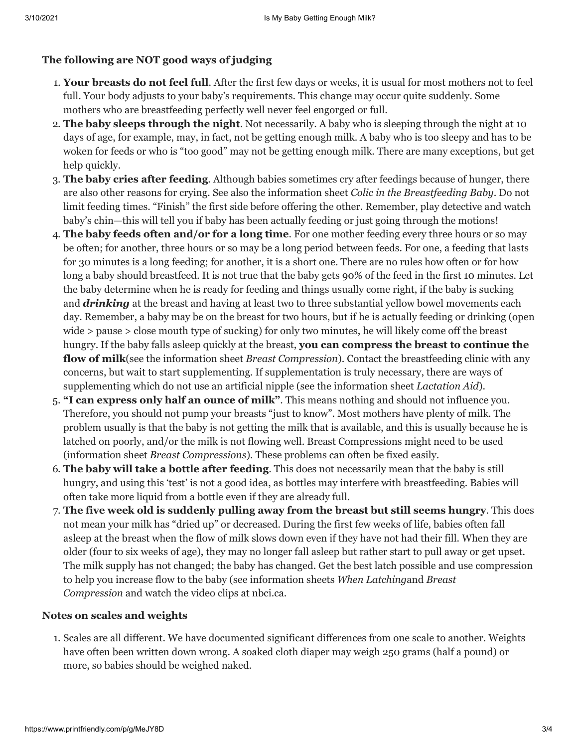### The following are NOT good ways of judging

1. **Your breasts do not feel full**. After the first few days or weeks, it is usual for most mothers not to feel full. Your body adjusts to your baby's requirements. This change may occur quite suddenly. Some mothers who are breastfeeding perfectly well never feel engorged or full.
2. **The baby sleeps through the night**. Not necessarily. A baby who is sleeping through the night at 10 days of age, for example, may, in fact, not be getting enough milk. A baby who is too sleepy and has to be woken for feeds or who is "too good" may not be getting enough milk. There are many exceptions, but get help quickly.
3. **The baby cries after feeding**. Although babies sometimes cry after feedings because of hunger, there are also other reasons for crying. See also the information sheet *Colic in the Breastfeeding Baby*. Do not limit feeding times. "Finish" the first side before offering the other. Remember, play detective and watch baby's chin—this will tell you if baby has been actually feeding or just going through the motions!
4. **The baby feeds often and/or for a long time**. For one mother feeding every three hours or so may be often; for another, three hours or so may be a long period between feeds. For one, a feeding that lasts for 30 minutes is a long feeding; for another, it is a short one. There are no rules how often or for how long a baby should breastfeed. It is not true that the baby gets 90% of the feed in the first 10 minutes. Let the baby determine when he is ready for feeding and things usually come right, if the baby is sucking and ***drinking*** at the breast and having at least two to three substantial yellow bowel movements each day. Remember, a baby may be on the breast for two hours, but if he is actually feeding or drinking (open wide > pause > close mouth type of sucking) for only two minutes, he will likely come off the breast hungry. If the baby falls asleep quickly at the breast, **you can compress the breast to continue the flow of milk**(see the information sheet *Breast Compression*). Contact the breastfeeding clinic with any concerns, but wait to start supplementing. If supplementation is truly necessary, there are ways of supplementing which do not use an artificial nipple (see the information sheet *Lactation Aid*).
5. **"I can express only half an ounce of milk"**. This means nothing and should not influence you. Therefore, you should not pump your breasts "just to know". Most mothers have plenty of milk. The problem usually is that the baby is not getting the milk that is available, and this is usually because he is latched on poorly, and/or the milk is not flowing well. Breast Compressions might need to be used (information sheet *Breast Compressions*). These problems can often be fixed easily.
6. **The baby will take a bottle after feeding**. This does not necessarily mean that the baby is still hungry, and using this 'test' is not a good idea, as bottles may interfere with breastfeeding. Babies will often take more liquid from a bottle even if they are already full.
7. **The five week old is suddenly pulling away from the breast but still seems hungry**. This does not mean your milk has "dried up" or decreased. During the first few weeks of life, babies often fall asleep at the breast when the flow of milk slows down even if they have not had their fill. When they are older (four to six weeks of age), they may no longer fall asleep but rather start to pull away or get upset. The milk supply has not changed; the baby has changed. Get the best latch possible and use compression to help you increase flow to the baby (see information sheets *When Latching*and *Breast Compression* and watch the video clips at nbci.ca.

### Notes on scales and weights

1. Scales are all different. We have documented significant differences from one scale to another. Weights have often been written down wrong. A soaked cloth diaper may weigh 250 grams (half a pound) or more, so babies should be weighed naked.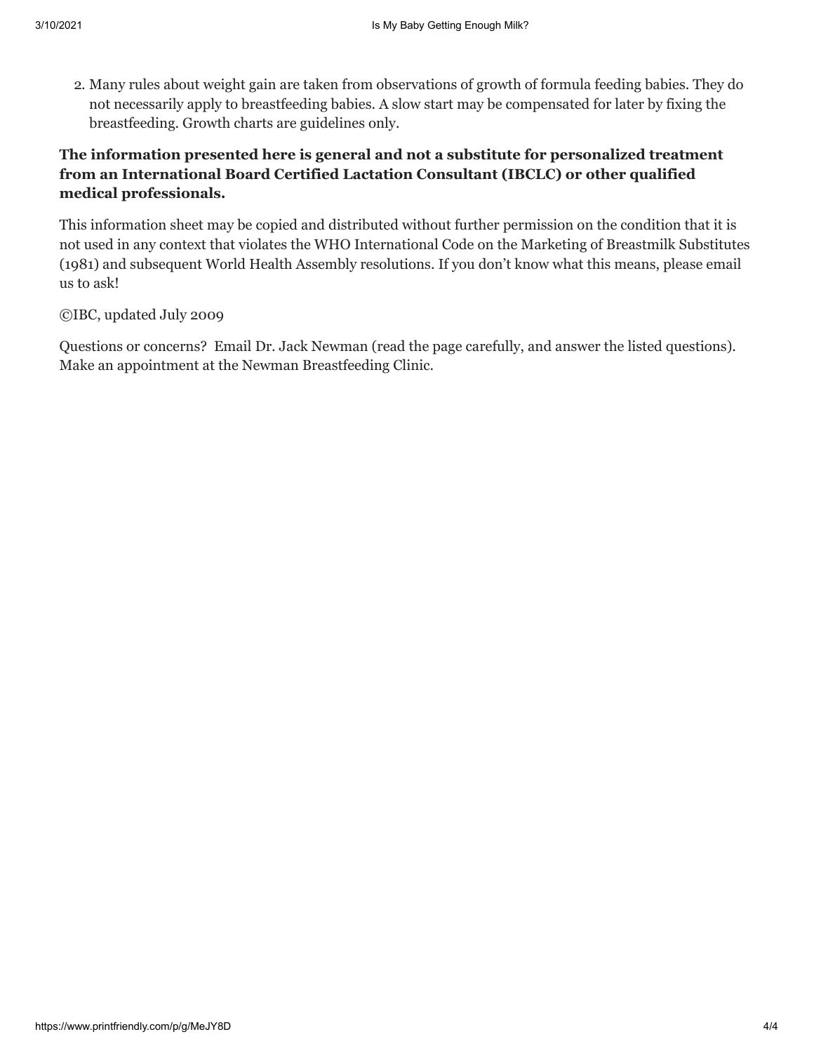2. Many rules about weight gain are taken from observations of growth of formula feeding babies. They do not necessarily apply to breastfeeding babies. A slow start may be compensated for later by fixing the breastfeeding. Growth charts are guidelines only.

**The information presented here is general and not a substitute for personalized treatment from an International Board Certified Lactation Consultant (IBCLC) or other qualified medical professionals.**

This information sheet may be copied and distributed without further permission on the condition that it is not used in any context that violates the WHO International Code on the Marketing of Breastmilk Substitutes (1981) and subsequent World Health Assembly resolutions. If you don't know what this means, please email us to ask!

©IBC, updated July 2009

Questions or concerns? Email Dr. Jack Newman (read the page carefully, and answer the listed questions). Make an appointment at the Newman Breastfeeding Clinic.